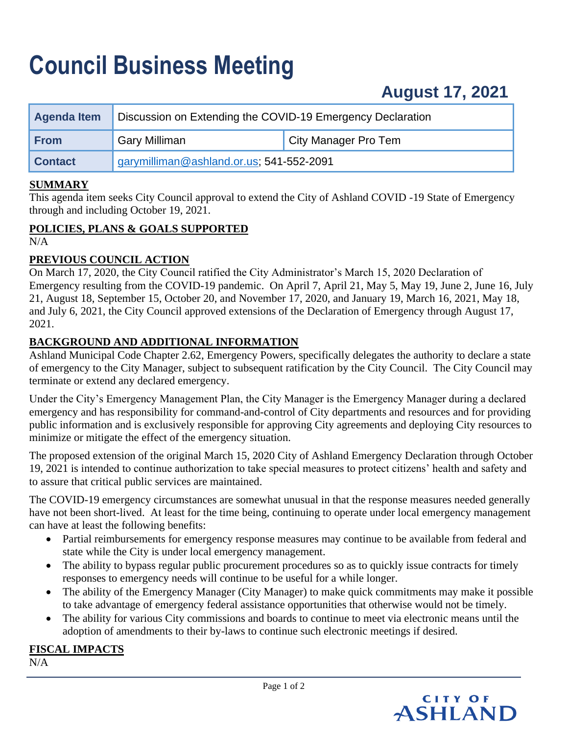# Council Business Meeting

## August 17, 2021

| Agenda Item | Discussion on Extending the COVID-19 Emergency Declaration | |
|---|---|---|
| From | Gary Milliman | City Manager Pro Tem |
| Contact | garymilliman@ashland.or.us; 541-552-2091 | |

**SUMMARY**

This agenda item seeks City Council approval to extend the City of Ashland COVID -19 State of Emergency through and including October 19, 2021.

**POLICIES, PLANS & GOALS SUPPORTED**

N/A

**PREVIOUS COUNCIL ACTION**

On March 17, 2020, the City Council ratified the City Administrator's March 15, 2020 Declaration of Emergency resulting from the COVID-19 pandemic. On April 7, April 21, May 5, May 19, June 2, June 16, July 21, August 18, September 15, October 20, and November 17, 2020, and January 19, March 16, 2021, May 18, and July 6, 2021, the City Council approved extensions of the Declaration of Emergency through August 17, 2021.

**BACKGROUND AND ADDITIONAL INFORMATION**

Ashland Municipal Code Chapter 2.62, Emergency Powers, specifically delegates the authority to declare a state of emergency to the City Manager, subject to subsequent ratification by the City Council. The City Council may terminate or extend any declared emergency.

Under the City's Emergency Management Plan, the City Manager is the Emergency Manager during a declared emergency and has responsibility for command-and-control of City departments and resources and for providing public information and is exclusively responsible for approving City agreements and deploying City resources to minimize or mitigate the effect of the emergency situation.

The proposed extension of the original March 15, 2020 City of Ashland Emergency Declaration through October 19, 2021 is intended to continue authorization to take special measures to protect citizens' health and safety and to assure that critical public services are maintained.

The COVID-19 emergency circumstances are somewhat unusual in that the response measures needed generally have not been short-lived. At least for the time being, continuing to operate under local emergency management can have at least the following benefits:

- Partial reimbursements for emergency response measures may continue to be available from federal and state while the City is under local emergency management.
- The ability to bypass regular public procurement procedures so as to quickly issue contracts for timely responses to emergency needs will continue to be useful for a while longer.
- The ability of the Emergency Manager (City Manager) to make quick commitments may make it possible to take advantage of emergency federal assistance opportunities that otherwise would not be timely.
- The ability for various City commissions and boards to continue to meet via electronic means until the adoption of amendments to their by-laws to continue such electronic meetings if desired.

**FISCAL IMPACTS**

N/A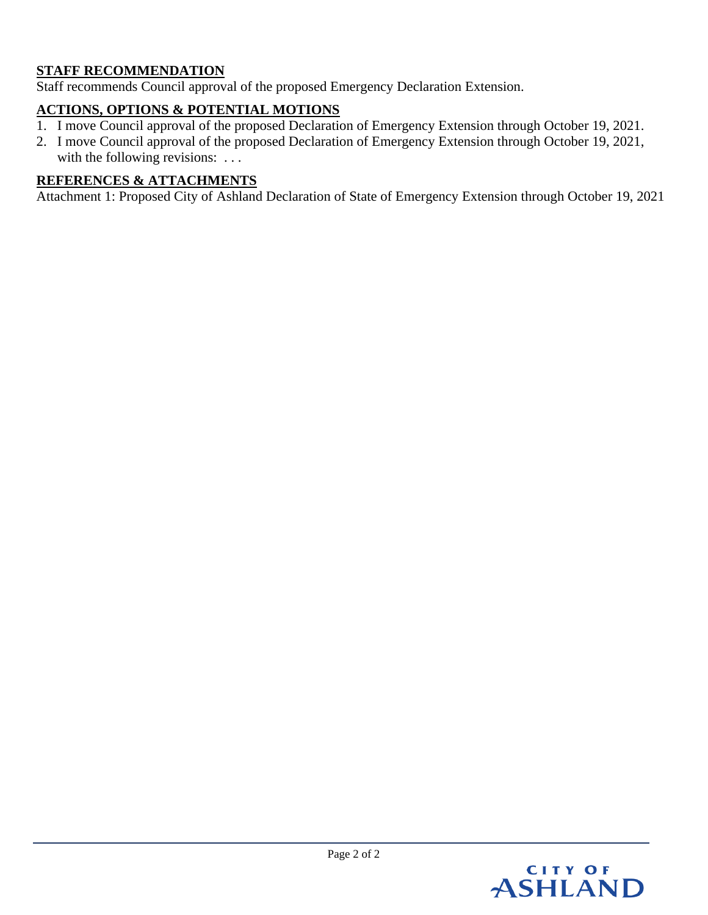## STAFF RECOMMENDATION

Staff recommends Council approval of the proposed Emergency Declaration Extension.

## ACTIONS, OPTIONS & POTENTIAL MOTIONS

1. I move Council approval of the proposed Declaration of Emergency Extension through October 19, 2021.
2. I move Council approval of the proposed Declaration of Emergency Extension through October 19, 2021, with the following revisions: . . .

## REFERENCES & ATTACHMENTS

Attachment 1: Proposed City of Ashland Declaration of State of Emergency Extension through October 19, 2021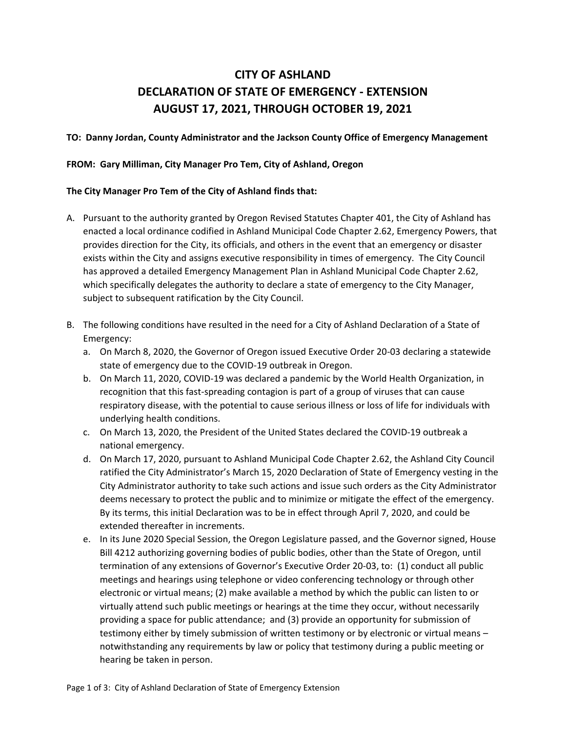# CITY OF ASHLAND
# DECLARATION OF STATE OF EMERGENCY - EXTENSION
# AUGUST 17, 2021, THROUGH OCTOBER 19, 2021

**TO: Danny Jordan, County Administrator and the Jackson County Office of Emergency Management**

**FROM: Gary Milliman, City Manager Pro Tem, City of Ashland, Oregon**

**The City Manager Pro Tem of the City of Ashland finds that:**

A. Pursuant to the authority granted by Oregon Revised Statutes Chapter 401, the City of Ashland has enacted a local ordinance codified in Ashland Municipal Code Chapter 2.62, Emergency Powers, that provides direction for the City, its officials, and others in the event that an emergency or disaster exists within the City and assigns executive responsibility in times of emergency. The City Council has approved a detailed Emergency Management Plan in Ashland Municipal Code Chapter 2.62, which specifically delegates the authority to declare a state of emergency to the City Manager, subject to subsequent ratification by the City Council.

B. The following conditions have resulted in the need for a City of Ashland Declaration of a State of Emergency:
   a. On March 8, 2020, the Governor of Oregon issued Executive Order 20-03 declaring a statewide state of emergency due to the COVID-19 outbreak in Oregon.
   b. On March 11, 2020, COVID-19 was declared a pandemic by the World Health Organization, in recognition that this fast-spreading contagion is part of a group of viruses that can cause respiratory disease, with the potential to cause serious illness or loss of life for individuals with underlying health conditions.
   c. On March 13, 2020, the President of the United States declared the COVID-19 outbreak a national emergency.
   d. On March 17, 2020, pursuant to Ashland Municipal Code Chapter 2.62, the Ashland City Council ratified the City Administrator's March 15, 2020 Declaration of State of Emergency vesting in the City Administrator authority to take such actions and issue such orders as the City Administrator deems necessary to protect the public and to minimize or mitigate the effect of the emergency. By its terms, this initial Declaration was to be in effect through April 7, 2020, and could be extended thereafter in increments.
   e. In its June 2020 Special Session, the Oregon Legislature passed, and the Governor signed, House Bill 4212 authorizing governing bodies of public bodies, other than the State of Oregon, until termination of any extensions of Governor's Executive Order 20-03, to: (1) conduct all public meetings and hearings using telephone or video conferencing technology or through other electronic or virtual means; (2) make available a method by which the public can listen to or virtually attend such public meetings or hearings at the time they occur, without necessarily providing a space for public attendance; and (3) provide an opportunity for submission of testimony either by timely submission of written testimony or by electronic or virtual means – notwithstanding any requirements by law or policy that testimony during a public meeting or hearing be taken in person.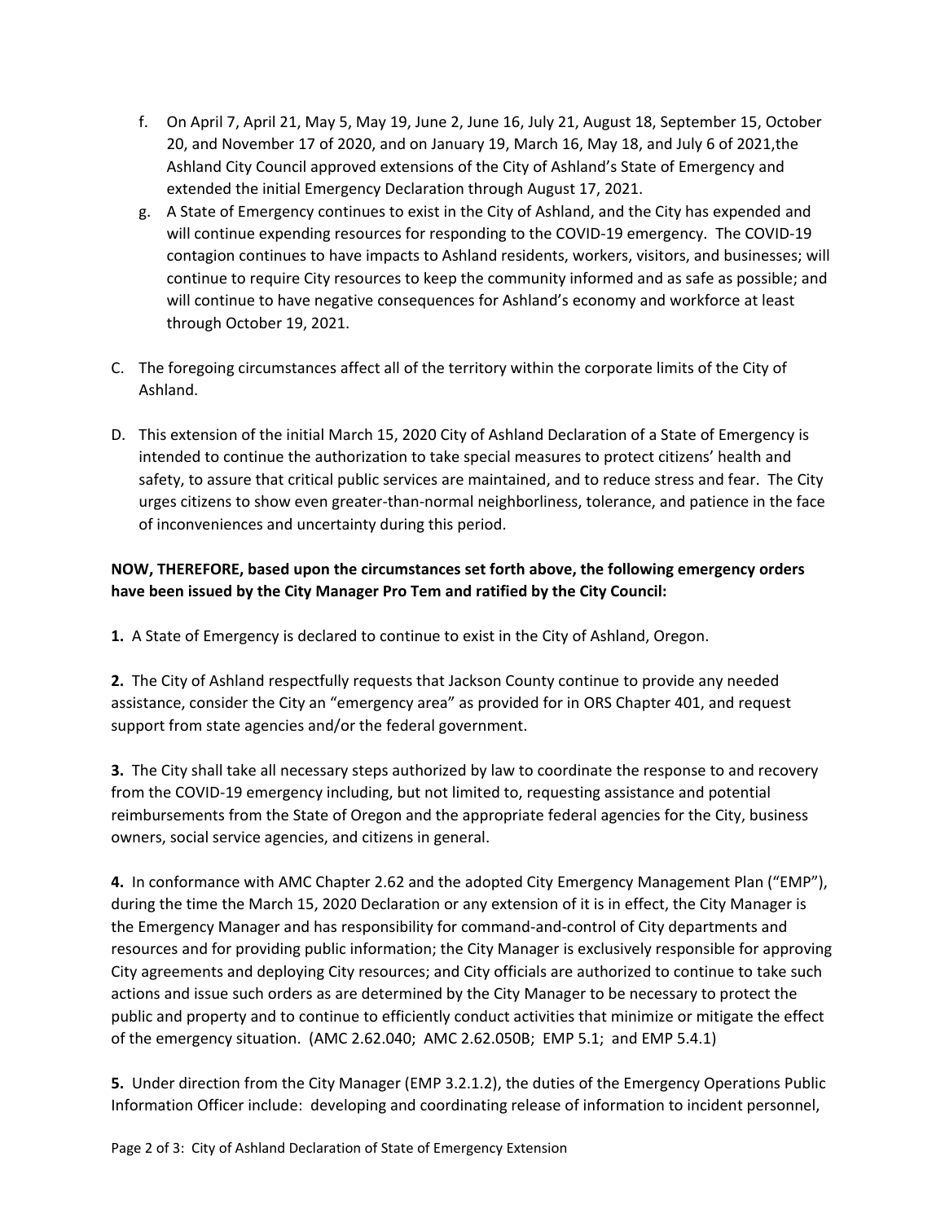f. On April 7, April 21, May 5, May 19, June 2, June 16, July 21, August 18, September 15, October 20, and November 17 of 2020, and on January 19, March 16, May 18, and July 6 of 2021,the Ashland City Council approved extensions of the City of Ashland's State of Emergency and extended the initial Emergency Declaration through August 17, 2021.

g. A State of Emergency continues to exist in the City of Ashland, and the City has expended and will continue expending resources for responding to the COVID-19 emergency. The COVID-19 contagion continues to have impacts to Ashland residents, workers, visitors, and businesses; will continue to require City resources to keep the community informed and as safe as possible; and will continue to have negative consequences for Ashland's economy and workforce at least through October 19, 2021.

C. The foregoing circumstances affect all of the territory within the corporate limits of the City of Ashland.

D. This extension of the initial March 15, 2020 City of Ashland Declaration of a State of Emergency is intended to continue the authorization to take special measures to protect citizens' health and safety, to assure that critical public services are maintained, and to reduce stress and fear. The City urges citizens to show even greater-than-normal neighborliness, tolerance, and patience in the face of inconveniences and uncertainty during this period.

**NOW, THEREFORE, based upon the circumstances set forth above, the following emergency orders have been issued by the City Manager Pro Tem and ratified by the City Council:**

**1.** A State of Emergency is declared to continue to exist in the City of Ashland, Oregon.

**2.** The City of Ashland respectfully requests that Jackson County continue to provide any needed assistance, consider the City an "emergency area" as provided for in ORS Chapter 401, and request support from state agencies and/or the federal government.

**3.** The City shall take all necessary steps authorized by law to coordinate the response to and recovery from the COVID-19 emergency including, but not limited to, requesting assistance and potential reimbursements from the State of Oregon and the appropriate federal agencies for the City, business owners, social service agencies, and citizens in general.

**4.** In conformance with AMC Chapter 2.62 and the adopted City Emergency Management Plan ("EMP"), during the time the March 15, 2020 Declaration or any extension of it is in effect, the City Manager is the Emergency Manager and has responsibility for command-and-control of City departments and resources and for providing public information; the City Manager is exclusively responsible for approving City agreements and deploying City resources; and City officials are authorized to continue to take such actions and issue such orders as are determined by the City Manager to be necessary to protect the public and property and to continue to efficiently conduct activities that minimize or mitigate the effect of the emergency situation. (AMC 2.62.040; AMC 2.62.050B; EMP 5.1; and EMP 5.4.1)

**5.** Under direction from the City Manager (EMP 3.2.1.2), the duties of the Emergency Operations Public Information Officer include: developing and coordinating release of information to incident personnel,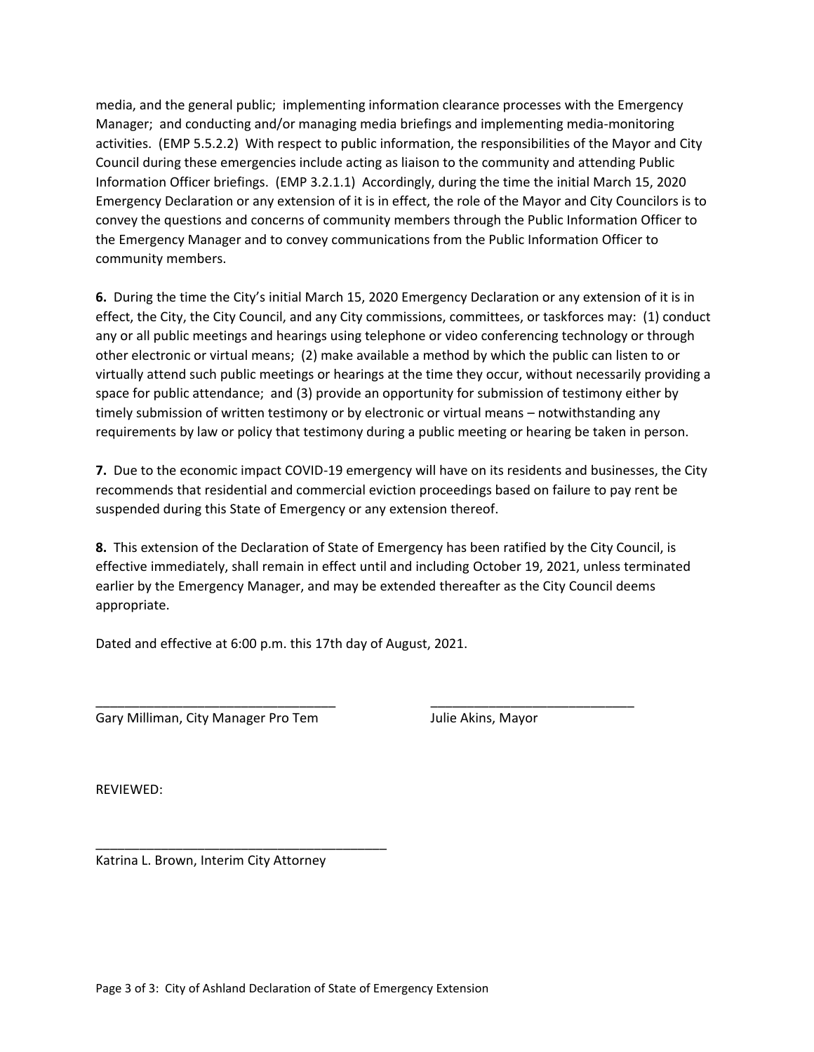media, and the general public; implementing information clearance processes with the Emergency Manager; and conducting and/or managing media briefings and implementing media-monitoring activities. (EMP 5.5.2.2) With respect to public information, the responsibilities of the Mayor and City Council during these emergencies include acting as liaison to the community and attending Public Information Officer briefings. (EMP 3.2.1.1) Accordingly, during the time the initial March 15, 2020 Emergency Declaration or any extension of it is in effect, the role of the Mayor and City Councilors is to convey the questions and concerns of community members through the Public Information Officer to the Emergency Manager and to convey communications from the Public Information Officer to community members.

**6.** During the time the City's initial March 15, 2020 Emergency Declaration or any extension of it is in effect, the City, the City Council, and any City commissions, committees, or taskforces may: (1) conduct any or all public meetings and hearings using telephone or video conferencing technology or through other electronic or virtual means; (2) make available a method by which the public can listen to or virtually attend such public meetings or hearings at the time they occur, without necessarily providing a space for public attendance; and (3) provide an opportunity for submission of testimony either by timely submission of written testimony or by electronic or virtual means – notwithstanding any requirements by law or policy that testimony during a public meeting or hearing be taken in person.

**7.** Due to the economic impact COVID-19 emergency will have on its residents and businesses, the City recommends that residential and commercial eviction proceedings based on failure to pay rent be suspended during this State of Emergency or any extension thereof.

**8.** This extension of the Declaration of State of Emergency has been ratified by the City Council, is effective immediately, shall remain in effect until and including October 19, 2021, unless terminated earlier by the Emergency Manager, and may be extended thereafter as the City Council deems appropriate.

Dated and effective at 6:00 p.m. this 17th day of August, 2021.

\_\_\_\_\_\_\_\_\_\_\_\_\_\_\_\_\_\_\_\_\_\_\_\_\_\_\_\_\_\_\_\_\_\_
Gary Milliman, City Manager Pro Tem

\_\_\_\_\_\_\_\_\_\_\_\_\_\_\_\_\_\_\_\_\_\_\_\_\_\_\_\_\_\_
Julie Akins, Mayor

REVIEWED:

\_\_\_\_\_\_\_\_\_\_\_\_\_\_\_\_\_\_\_\_\_\_\_\_\_\_\_\_\_\_\_\_\_\_\_\_\_\_\_\_\_\_
Katrina L. Brown, Interim City Attorney